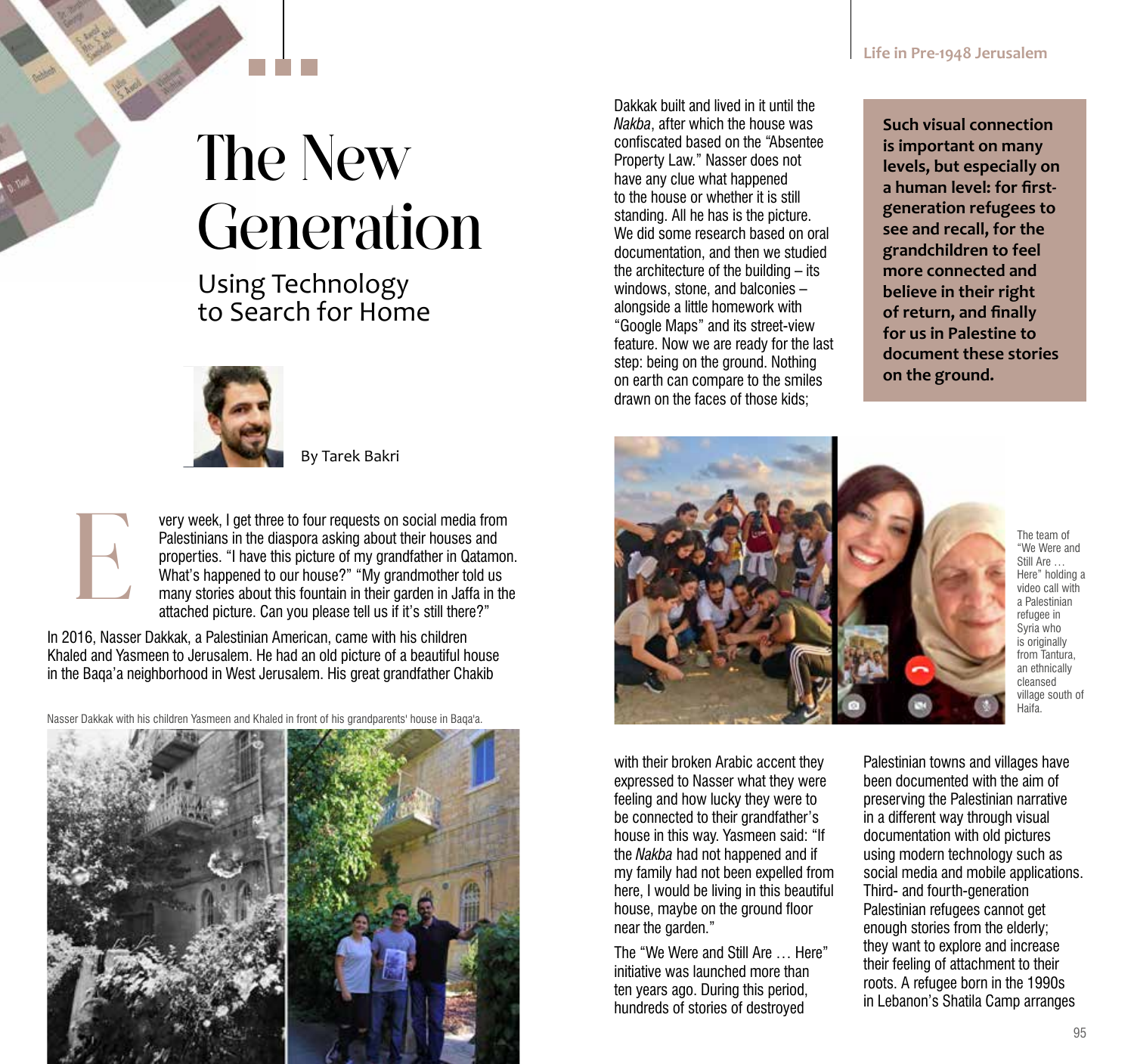# The New Generation

## Using Technology to Search for Home

By Tarek Bakri

Every week, I get three to four requests on social media from Palestinians in the diaspora asking about their houses and properties. "I have this picture of my grandfather in Qatamon. What's happened to our house?" "My grandmother told us many stories about this fountain in their garden in Jaffa in the attached picture. Can you please tell us if it's still there?"

In 2016, Nasser Dakkak, a Palestinian American, came with his children Khaled and Yasmeen to Jerusalem. He had an old picture of a beautiful house in the Baqa'a neighborhood in West Jerusalem. His great grandfather Chakib Dakkak built and lived in it until the *Nakba*, after which the house was confiscated based on the "Absentee Property Law." Nasser does not have any clue what happened to the house or whether it is still standing. All he has is the picture. We did some research based on oral documentation, and then we studied the architecture of the building – its windows, stone, and balconies – alongside a little homework with "Google Maps" and its street-view feature. Now we are ready for the last step: being on the ground. Nothing on earth can compare to the smiles drawn on the faces of those kids; with their broken Arabic accent they expressed to Nasser what they were feeling and how lucky they were to be connected to their grandfather's house in this way. Yasmeen said: "If the *Nakba* had not happened and if my family had not been expelled from here, I would be living in this beautiful house, maybe on the ground floor near the garden."

Nasser Dakkak with his children Yasmeen and Khaled in front of his grandparents' house in Baqa'a.

**Such visual connection is important on many levels, but especially on a human level: for first-generation refugees to see and recall, for the grandchildren to feel more connected and believe in their right of return, and finally for us in Palestine to document these stories on the ground.**

The team of "We Were and Still Are … Here" holding a video call with a Palestinian refugee in Syria who is originally from Tantura, an ethnically cleansed village south of Haifa.

The "We Were and Still Are … Here" initiative was launched more than ten years ago. During this period, hundreds of stories of destroyed Palestinian towns and villages have been documented with the aim of preserving the Palestinian narrative in a different way through visual documentation with old pictures using modern technology such as social media and mobile applications. Third- and fourth-generation Palestinian refugees cannot get enough stories from the elderly; they want to explore and increase their feeling of attachment to their roots. A refugee born in the 1990s in Lebanon's Shatila Camp arranges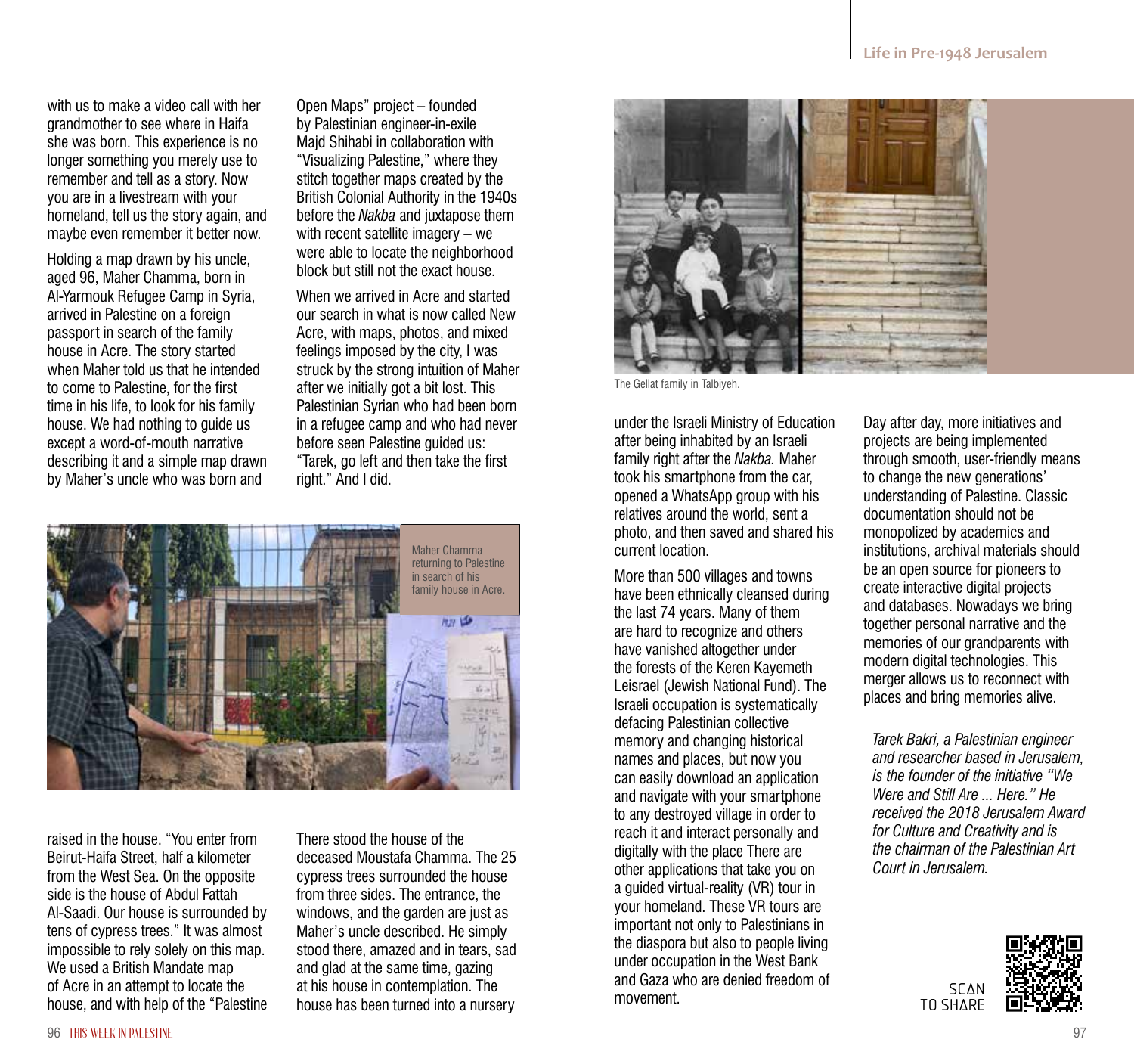with us to make a video call with her grandmother to see where in Haifa she was born. This experience is no longer something you merely use to remember and tell as a story. Now you are in a livestream with your homeland, tell us the story again, and maybe even remember it better now.

Holding a map drawn by his uncle, aged 96, Maher Chamma, born in Al-Yarmouk Refugee Camp in Syria, arrived in Palestine on a foreign passport in search of the family house in Acre. The story started when Maher told us that he intended to come to Palestine, for the first time in his life, to look for his family house. We had nothing to guide us except a word-of-mouth narrative describing it and a simple map drawn by Maher's uncle who was born and raised in the house. "You enter from Beirut-Haifa Street, half a kilometer from the West Sea. On the opposite side is the house of Abdul Fattah Al-Saadi. Our house is surrounded by tens of cypress trees." It was almost impossible to rely solely on this map. We used a British Mandate map of Acre in an attempt to locate the house, and with help of the "Palestine Open Maps" project – founded by Palestinian engineer-in-exile Majd Shihabi in collaboration with "Visualizing Palestine," where they stitch together maps created by the British Colonial Authority in the 1940s before the *Nakba* and juxtapose them with recent satellite imagery – we were able to locate the neighborhood block but still not the exact house.

When we arrived in Acre and started our search in what is now called New Acre, with maps, photos, and mixed feelings imposed by the city, I was struck by the strong intuition of Maher after we initially got a bit lost. This Palestinian Syrian who had been born in a refugee camp and who had never before seen Palestine guided us: "Tarek, go left and then take the first right." And I did.

Maher Chamma returning to Palestine in search of his family house in Acre.

There stood the house of the deceased Moustafa Chamma. The 25 cypress trees surrounded the house from three sides. The entrance, the windows, and the garden are just as Maher's uncle described. He simply stood there, amazed and in tears, sad and glad at the same time, gazing at his house in contemplation. The house has been turned into a nursery under the Israeli Ministry of Education after being inhabited by an Israeli family right after the *Nakba.* Maher took his smartphone from the car, opened a WhatsApp group with his relatives around the world, sent a photo, and then saved and shared his current location.

The Gellat family in Talbiyeh.

More than 500 villages and towns have been ethnically cleansed during the last 74 years. Many of them are hard to recognize and others have vanished altogether under the forests of the Keren Kayemeth Leisrael (Jewish National Fund). The Israeli occupation is systematically defacing Palestinian collective memory and changing historical names and places, but now you can easily download an application and navigate with your smartphone to any destroyed village in order to reach it and interact personally and digitally with the place There are other applications that take you on a guided virtual-reality (VR) tour in your homeland. These VR tours are important not only to Palestinians in the diaspora but also to people living under occupation in the West Bank and Gaza who are denied freedom of movement.

Day after day, more initiatives and projects are being implemented through smooth, user-friendly means to change the new generations' understanding of Palestine. Classic documentation should not be monopolized by academics and institutions, archival materials should be an open source for pioneers to create interactive digital projects and databases. Nowadays we bring together personal narrative and the memories of our grandparents with modern digital technologies. This merger allows us to reconnect with places and bring memories alive.

*Tarek Bakri, a Palestinian engineer and researcher based in Jerusalem, is the founder of the initiative "We Were and Still Are ... Here." He received the 2018 Jerusalem Award for Culture and Creativity and is the chairman of the Palestinian Art Court in Jerusalem.*

SCAN TO SHARE